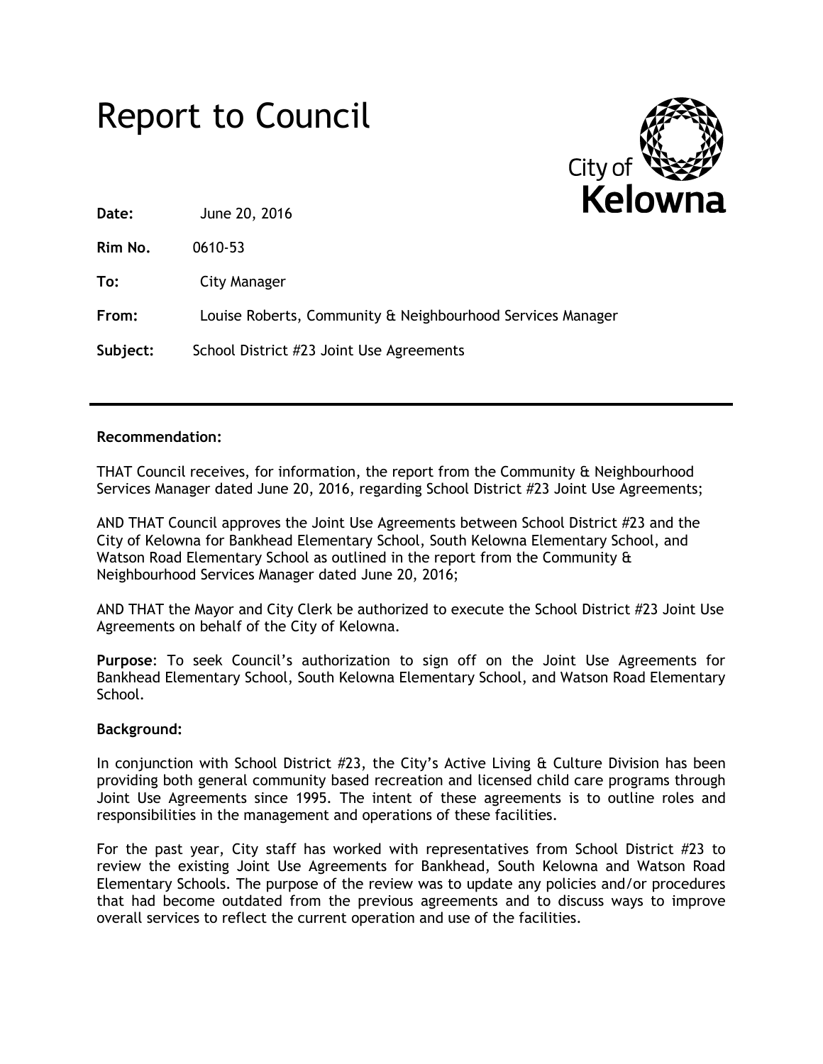# Report to Council

City of Kelowna

**Date:** June 20, 2016

**Rim No.** 0610-53

**To:** City Manager

**From:** Louise Roberts, Community & Neighbourhood Services Manager

**Subject:** School District #23 Joint Use Agreements

---

**Recommendation:**

THAT Council receives, for information, the report from the Community & Neighbourhood Services Manager dated June 20, 2016, regarding School District #23 Joint Use Agreements;

AND THAT Council approves the Joint Use Agreements between School District #23 and the City of Kelowna for Bankhead Elementary School, South Kelowna Elementary School, and Watson Road Elementary School as outlined in the report from the Community & Neighbourhood Services Manager dated June 20, 2016;

AND THAT the Mayor and City Clerk be authorized to execute the School District #23 Joint Use Agreements on behalf of the City of Kelowna.

**Purpose**: To seek Council's authorization to sign off on the Joint Use Agreements for Bankhead Elementary School, South Kelowna Elementary School, and Watson Road Elementary School.

**Background:**

In conjunction with School District #23, the City's Active Living & Culture Division has been providing both general community based recreation and licensed child care programs through Joint Use Agreements since 1995. The intent of these agreements is to outline roles and responsibilities in the management and operations of these facilities.

For the past year, City staff has worked with representatives from School District #23 to review the existing Joint Use Agreements for Bankhead, South Kelowna and Watson Road Elementary Schools. The purpose of the review was to update any policies and/or procedures that had become outdated from the previous agreements and to discuss ways to improve overall services to reflect the current operation and use of the facilities.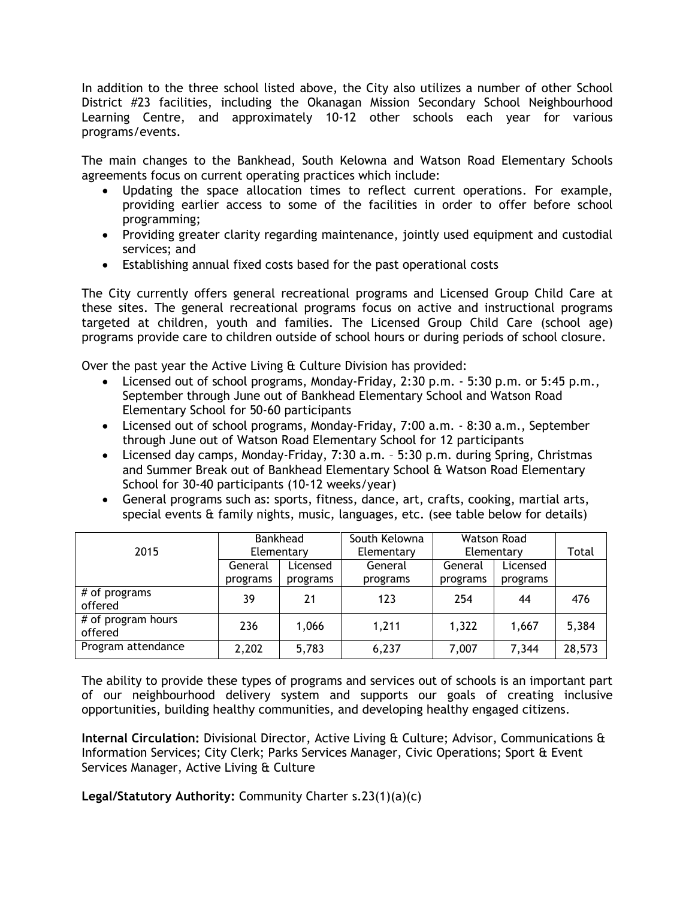In addition to the three school listed above, the City also utilizes a number of other School District #23 facilities, including the Okanagan Mission Secondary School Neighbourhood Learning Centre, and approximately 10-12 other schools each year for various programs/events.

The main changes to the Bankhead, South Kelowna and Watson Road Elementary Schools agreements focus on current operating practices which include:

- Updating the space allocation times to reflect current operations. For example, providing earlier access to some of the facilities in order to offer before school programming;
- Providing greater clarity regarding maintenance, jointly used equipment and custodial services; and
- Establishing annual fixed costs based for the past operational costs

The City currently offers general recreational programs and Licensed Group Child Care at these sites. The general recreational programs focus on active and instructional programs targeted at children, youth and families. The Licensed Group Child Care (school age) programs provide care to children outside of school hours or during periods of school closure.

Over the past year the Active Living & Culture Division has provided:

- Licensed out of school programs, Monday-Friday, 2:30 p.m. - 5:30 p.m. or 5:45 p.m., September through June out of Bankhead Elementary School and Watson Road Elementary School for 50-60 participants
- Licensed out of school programs, Monday-Friday, 7:00 a.m. - 8:30 a.m., September through June out of Watson Road Elementary School for 12 participants
- Licensed day camps, Monday-Friday, 7:30 a.m. – 5:30 p.m. during Spring, Christmas and Summer Break out of Bankhead Elementary School & Watson Road Elementary School for 30-40 participants (10-12 weeks/year)
- General programs such as: sports, fitness, dance, art, crafts, cooking, martial arts, special events & family nights, music, languages, etc. (see table below for details)

| 2015 | Bankhead Elementary | | South Kelowna Elementary | Watson Road Elementary | | Total |
|---|---|---|---|---|---|---|
| | General programs | Licensed programs | General programs | General programs | Licensed programs | |
| # of programs offered | 39 | 21 | 123 | 254 | 44 | 476 |
| # of program hours offered | 236 | 1,066 | 1,211 | 1,322 | 1,667 | 5,384 |
| Program attendance | 2,202 | 5,783 | 6,237 | 7,007 | 7,344 | 28,573 |

The ability to provide these types of programs and services out of schools is an important part of our neighbourhood delivery system and supports our goals of creating inclusive opportunities, building healthy communities, and developing healthy engaged citizens.

**Internal Circulation:** Divisional Director, Active Living & Culture; Advisor, Communications & Information Services; City Clerk; Parks Services Manager, Civic Operations; Sport & Event Services Manager, Active Living & Culture

**Legal/Statutory Authority:** Community Charter s.23(1)(a)(c)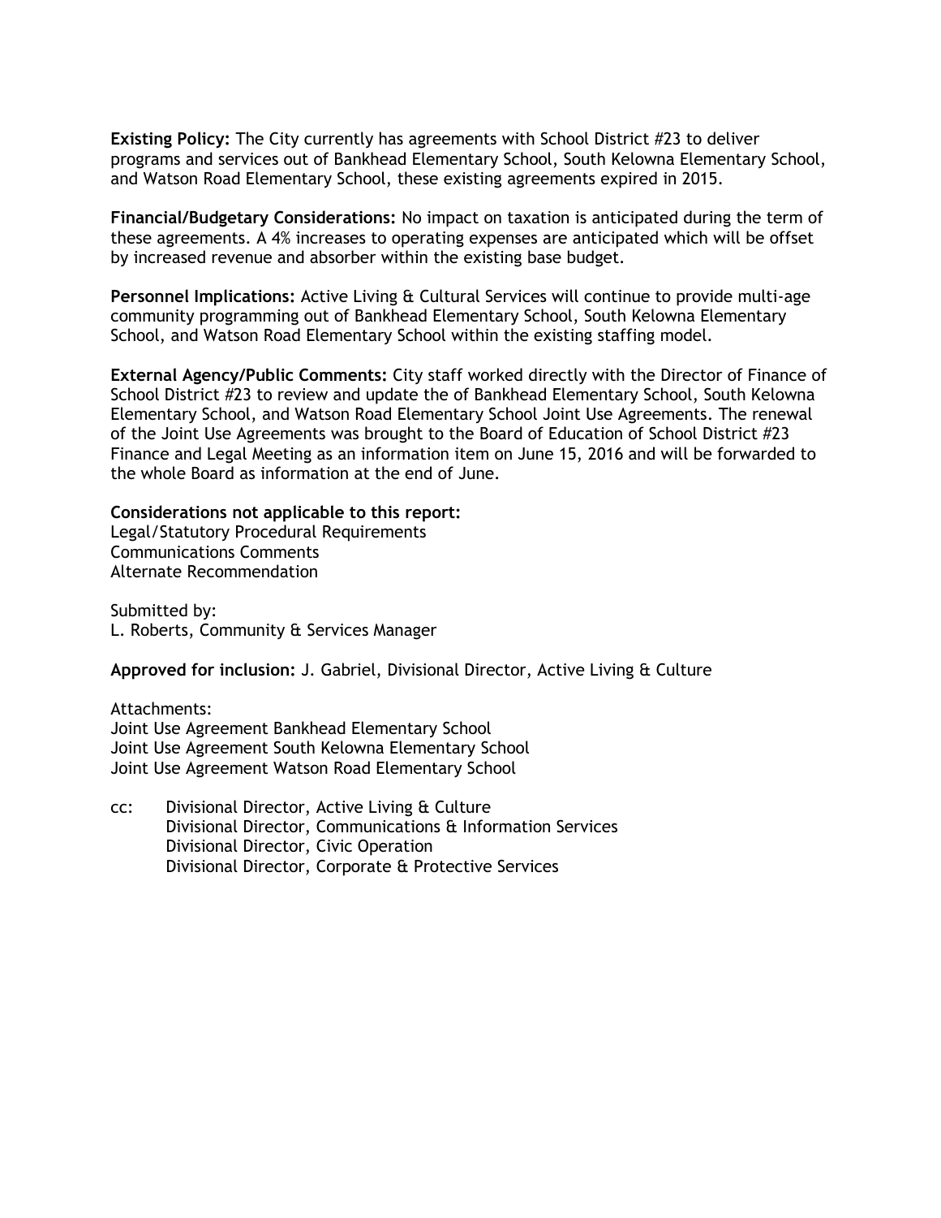**Existing Policy:** The City currently has agreements with School District #23 to deliver programs and services out of Bankhead Elementary School, South Kelowna Elementary School, and Watson Road Elementary School, these existing agreements expired in 2015.

**Financial/Budgetary Considerations:** No impact on taxation is anticipated during the term of these agreements. A 4% increases to operating expenses are anticipated which will be offset by increased revenue and absorber within the existing base budget.

**Personnel Implications:** Active Living & Cultural Services will continue to provide multi-age community programming out of Bankhead Elementary School, South Kelowna Elementary School, and Watson Road Elementary School within the existing staffing model.

**External Agency/Public Comments:** City staff worked directly with the Director of Finance of School District #23 to review and update the of Bankhead Elementary School, South Kelowna Elementary School, and Watson Road Elementary School Joint Use Agreements. The renewal of the Joint Use Agreements was brought to the Board of Education of School District #23 Finance and Legal Meeting as an information item on June 15, 2016 and will be forwarded to the whole Board as information at the end of June.

**Considerations not applicable to this report:**
Legal/Statutory Procedural Requirements
Communications Comments
Alternate Recommendation

Submitted by:
L. Roberts, Community & Services Manager

**Approved for inclusion:** J. Gabriel, Divisional Director, Active Living & Culture

Attachments:
Joint Use Agreement Bankhead Elementary School
Joint Use Agreement South Kelowna Elementary School
Joint Use Agreement Watson Road Elementary School

cc: Divisional Director, Active Living & Culture
Divisional Director, Communications & Information Services
Divisional Director, Civic Operation
Divisional Director, Corporate & Protective Services